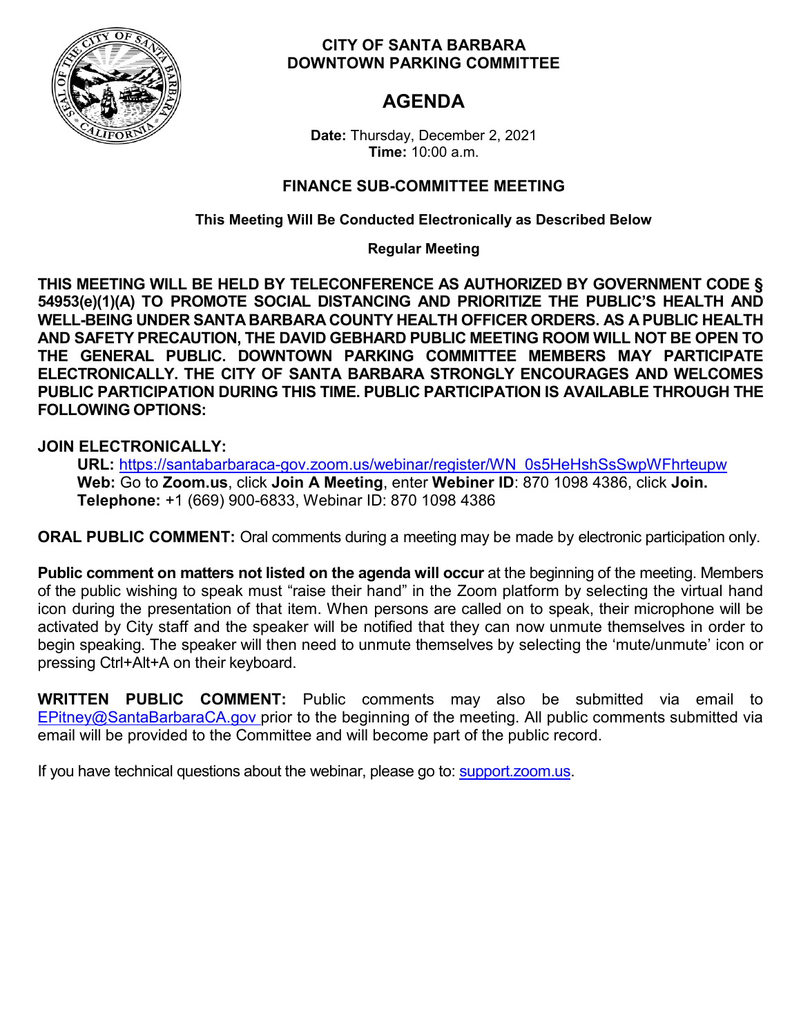**CITY OF SANTA BARBARA**
**DOWNTOWN PARKING COMMITTEE**

# AGENDA

**Date:** Thursday, December 2, 2021
**Time:** 10:00 a.m.

## FINANCE SUB-COMMITTEE MEETING

**This Meeting Will Be Conducted Electronically as Described Below**

**Regular Meeting**

**THIS MEETING WILL BE HELD BY TELECONFERENCE AS AUTHORIZED BY GOVERNMENT CODE § 54953(e)(1)(A) TO PROMOTE SOCIAL DISTANCING AND PRIORITIZE THE PUBLIC'S HEALTH AND WELL-BEING UNDER SANTA BARBARA COUNTY HEALTH OFFICER ORDERS. AS A PUBLIC HEALTH AND SAFETY PRECAUTION, THE DAVID GEBHARD PUBLIC MEETING ROOM WILL NOT BE OPEN TO THE GENERAL PUBLIC. DOWNTOWN PARKING COMMITTEE MEMBERS MAY PARTICIPATE ELECTRONICALLY. THE CITY OF SANTA BARBARA STRONGLY ENCOURAGES AND WELCOMES PUBLIC PARTICIPATION DURING THIS TIME. PUBLIC PARTICIPATION IS AVAILABLE THROUGH THE FOLLOWING OPTIONS:**

**JOIN ELECTRONICALLY:**

**URL:** https://santabarbaraca-gov.zoom.us/webinar/register/WN_0s5HeHshSsSwpWFhrteupw
**Web:** Go to **Zoom.us**, click **Join A Meeting**, enter **Webiner ID**: 870 1098 4386, click **Join.**
**Telephone:** +1 (669) 900-6833, Webinar ID: 870 1098 4386

**ORAL PUBLIC COMMENT:** Oral comments during a meeting may be made by electronic participation only.

**Public comment on matters not listed on the agenda will occur** at the beginning of the meeting. Members of the public wishing to speak must "raise their hand" in the Zoom platform by selecting the virtual hand icon during the presentation of that item. When persons are called on to speak, their microphone will be activated by City staff and the speaker will be notified that they can now unmute themselves in order to begin speaking. The speaker will then need to unmute themselves by selecting the 'mute/unmute' icon or pressing Ctrl+Alt+A on their keyboard.

**WRITTEN PUBLIC COMMENT:** Public comments may also be submitted via email to EPitney@SantaBarbaraCA.gov prior to the beginning of the meeting. All public comments submitted via email will be provided to the Committee and will become part of the public record.

If you have technical questions about the webinar, please go to: support.zoom.us.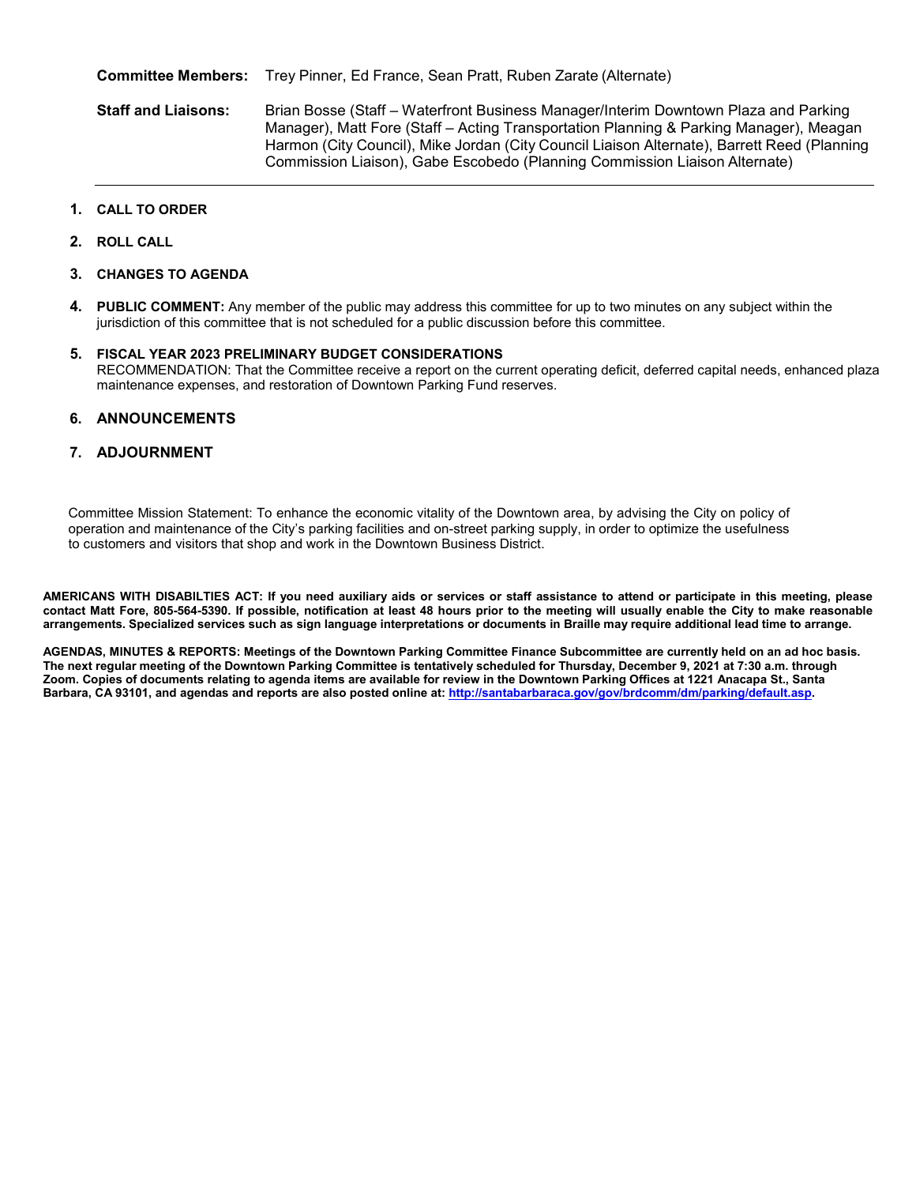**Committee Members:** Trey Pinner, Ed France, Sean Pratt, Ruben Zarate (Alternate)

**Staff and Liaisons:** Brian Bosse (Staff – Waterfront Business Manager/Interim Downtown Plaza and Parking Manager), Matt Fore (Staff – Acting Transportation Planning & Parking Manager), Meagan Harmon (City Council), Mike Jordan (City Council Liaison Alternate), Barrett Reed (Planning Commission Liaison), Gabe Escobedo (Planning Commission Liaison Alternate)

---

1. **CALL TO ORDER**

2. **ROLL CALL**

3. **CHANGES TO AGENDA**

4. **PUBLIC COMMENT:** Any member of the public may address this committee for up to two minutes on any subject within the jurisdiction of this committee that is not scheduled for a public discussion before this committee.

5. **FISCAL YEAR 2023 PRELIMINARY BUDGET CONSIDERATIONS**
   RECOMMENDATION: That the Committee receive a report on the current operating deficit, deferred capital needs, enhanced plaza maintenance expenses, and restoration of Downtown Parking Fund reserves.

6. **ANNOUNCEMENTS**

7. **ADJOURNMENT**

Committee Mission Statement: To enhance the economic vitality of the Downtown area, by advising the City on policy of operation and maintenance of the City's parking facilities and on-street parking supply, in order to optimize the usefulness to customers and visitors that shop and work in the Downtown Business District.

**AMERICANS WITH DISABILTIES ACT: If you need auxiliary aids or services or staff assistance to attend or participate in this meeting, please contact Matt Fore, 805-564-5390. If possible, notification at least 48 hours prior to the meeting will usually enable the City to make reasonable arrangements. Specialized services such as sign language interpretations or documents in Braille may require additional lead time to arrange.**

**AGENDAS, MINUTES & REPORTS: Meetings of the Downtown Parking Committee Finance Subcommittee are currently held on an ad hoc basis. The next regular meeting of the Downtown Parking Committee is tentatively scheduled for Thursday, December 9, 2021 at 7:30 a.m. through Zoom. Copies of documents relating to agenda items are available for review in the Downtown Parking Offices at 1221 Anacapa St., Santa Barbara, CA 93101, and agendas and reports are also posted online at: [http://santabarbaraca.gov/gov/brdcomm/dm/parking/default.asp](http://santabarbaraca.gov/gov/brdcomm/dm/parking/default.asp).**